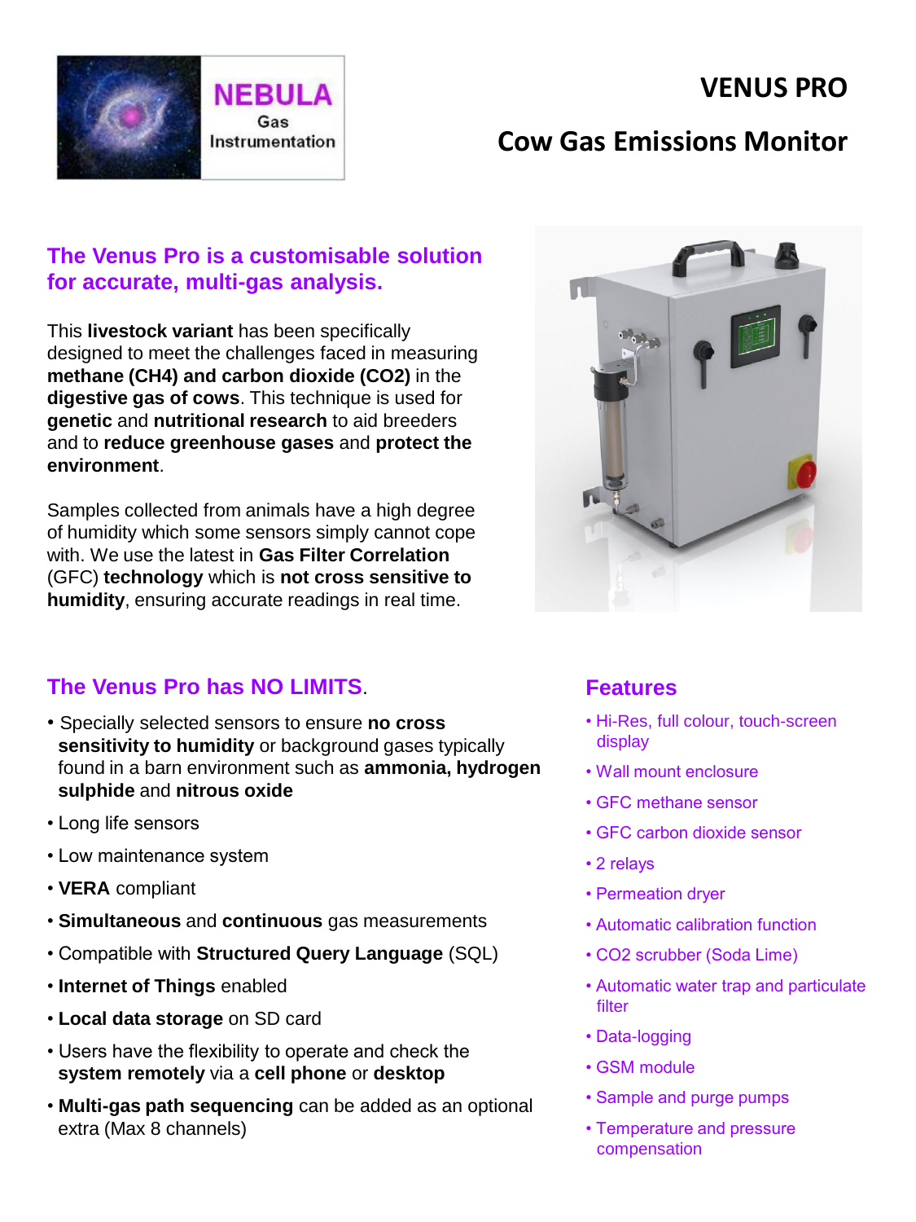NEBULA Gas Instrumentation

# VENUS PRO

## Cow Gas Emissions Monitor

### The Venus Pro is a customisable solution for accurate, multi-gas analysis.

This **livestock variant** has been specifically designed to meet the challenges faced in measuring **methane (CH4) and carbon dioxide (CO2)** in the **digestive gas of cows**. This technique is used for **genetic** and **nutritional research** to aid breeders and to **reduce greenhouse gases** and **protect the environment**.

Samples collected from animals have a high degree of humidity which some sensors simply cannot cope with. We use the latest in **Gas Filter Correlation** (GFC) **technology** which is **not cross sensitive to humidity**, ensuring accurate readings in real time.

### The Venus Pro has NO LIMITS.

- Specially selected sensors to ensure **no cross sensitivity to humidity** or background gases typically found in a barn environment such as **ammonia, hydrogen sulphide** and **nitrous oxide**
- Long life sensors
- Low maintenance system
- **VERA** compliant
- **Simultaneous** and **continuous** gas measurements
- Compatible with **Structured Query Language** (SQL)
- **Internet of Things** enabled
- **Local data storage** on SD card
- Users have the flexibility to operate and check the **system remotely** via a **cell phone** or **desktop**
- **Multi-gas path sequencing** can be added as an optional extra (Max 8 channels)

### Features

- Hi-Res, full colour, touch-screen display
- Wall mount enclosure
- GFC methane sensor
- GFC carbon dioxide sensor
- 2 relays
- Permeation dryer
- Automatic calibration function
- CO2 scrubber (Soda Lime)
- Automatic water trap and particulate filter
- Data-logging
- GSM module
- Sample and purge pumps
- Temperature and pressure compensation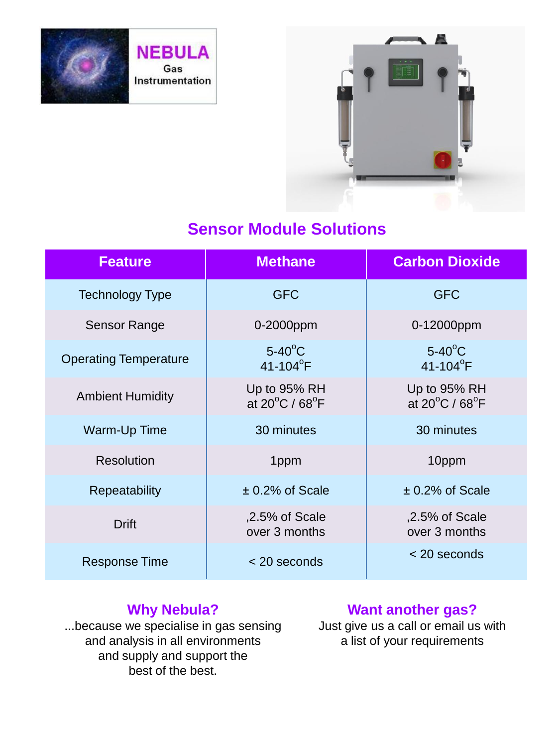**NEBULA**
Gas
Instrumentation

## Sensor Module Solutions

| Feature | Methane | Carbon Dioxide |
|---|---|---|
| Technology Type | GFC | GFC |
| Sensor Range | 0-2000ppm | 0-12000ppm |
| Operating Temperature | 5-40°C<br>41-104°F | 5-40°C<br>41-104°F |
| Ambient Humidity | Up to 95% RH<br>at 20°C / 68°F | Up to 95% RH<br>at 20°C / 68°F |
| Warm-Up Time | 30 minutes | 30 minutes |
| Resolution | 1ppm | 10ppm |
| Repeatability | ± 0.2% of Scale | ± 0.2% of Scale |
| Drift | ,2.5% of Scale<br>over 3 months | ,2.5% of Scale<br>over 3 months |
| Response Time | < 20 seconds | < 20 seconds |

### Why Nebula?

...because we specialise in gas sensing and analysis in all environments and supply and support the best of the best.

### Want another gas?

Just give us a call or email us with a list of your requirements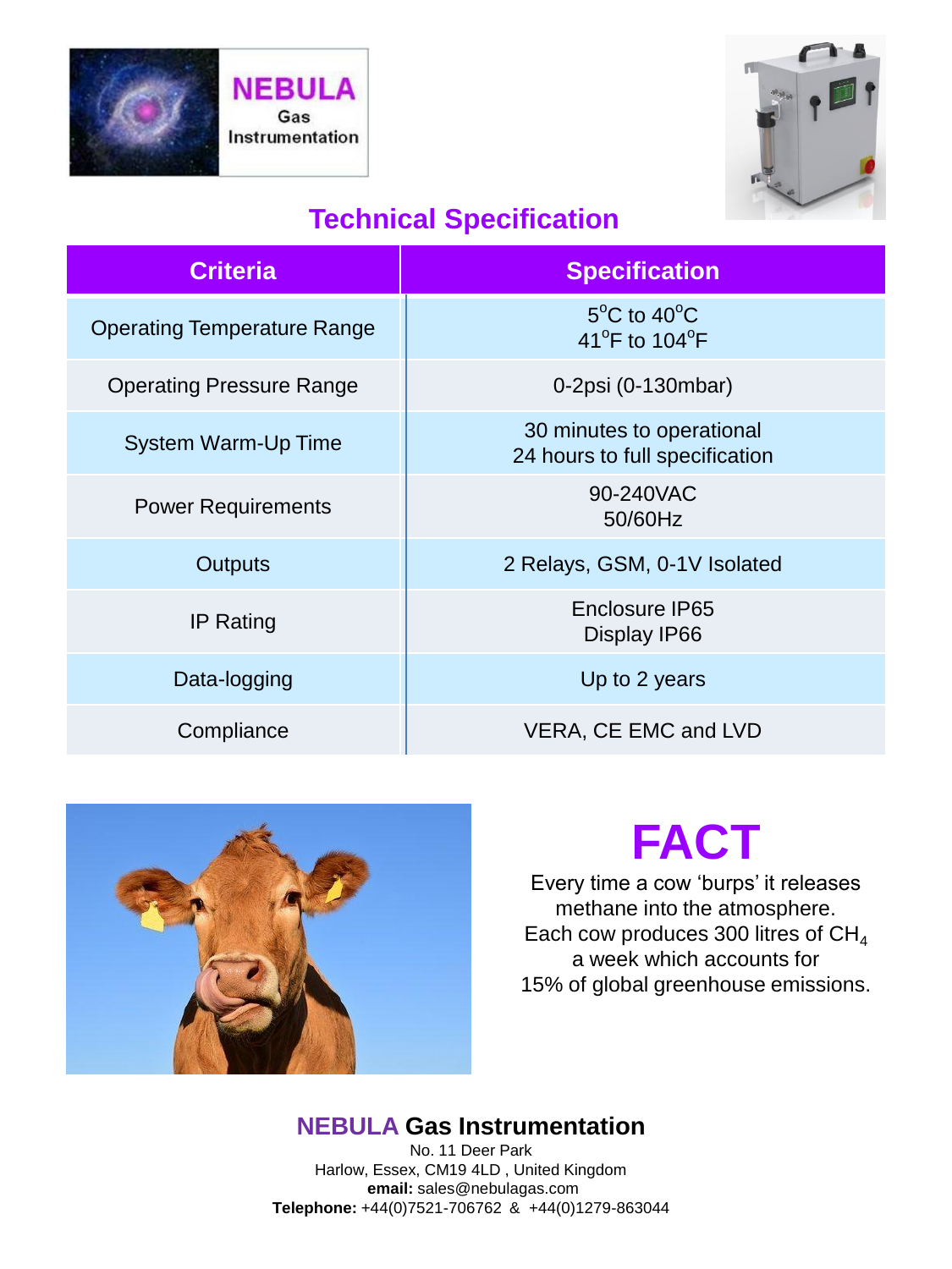NEBULA Gas Instrumentation

## Technical Specification

| Criteria | Specification |
|---|---|
| Operating Temperature Range | 5$^{o}$C to 40$^{o}$C<br>41$^{o}$F to 104$^{o}$F |
| Operating Pressure Range | 0-2psi (0-130mbar) |
| System Warm-Up Time | 30 minutes to operational<br>24 hours to full specification |
| Power Requirements | 90-240VAC<br>50/60Hz |
| Outputs | 2 Relays, GSM, 0-1V Isolated |
| IP Rating | Enclosure IP65<br>Display IP66 |
| Data-logging | Up to 2 years |
| Compliance | VERA, CE EMC and LVD |

# FACT

Every time a cow 'burps' it releases methane into the atmosphere. Each cow produces 300 litres of $CH_4$ a week which accounts for 15% of global greenhouse emissions.

**NEBULA Gas Instrumentation**

No. 11 Deer Park
Harlow, Essex, CM19 4LD , United Kingdom
**email:** sales@nebulagas.com
**Telephone:** +44(0)7521-706762 & +44(0)1279-863044